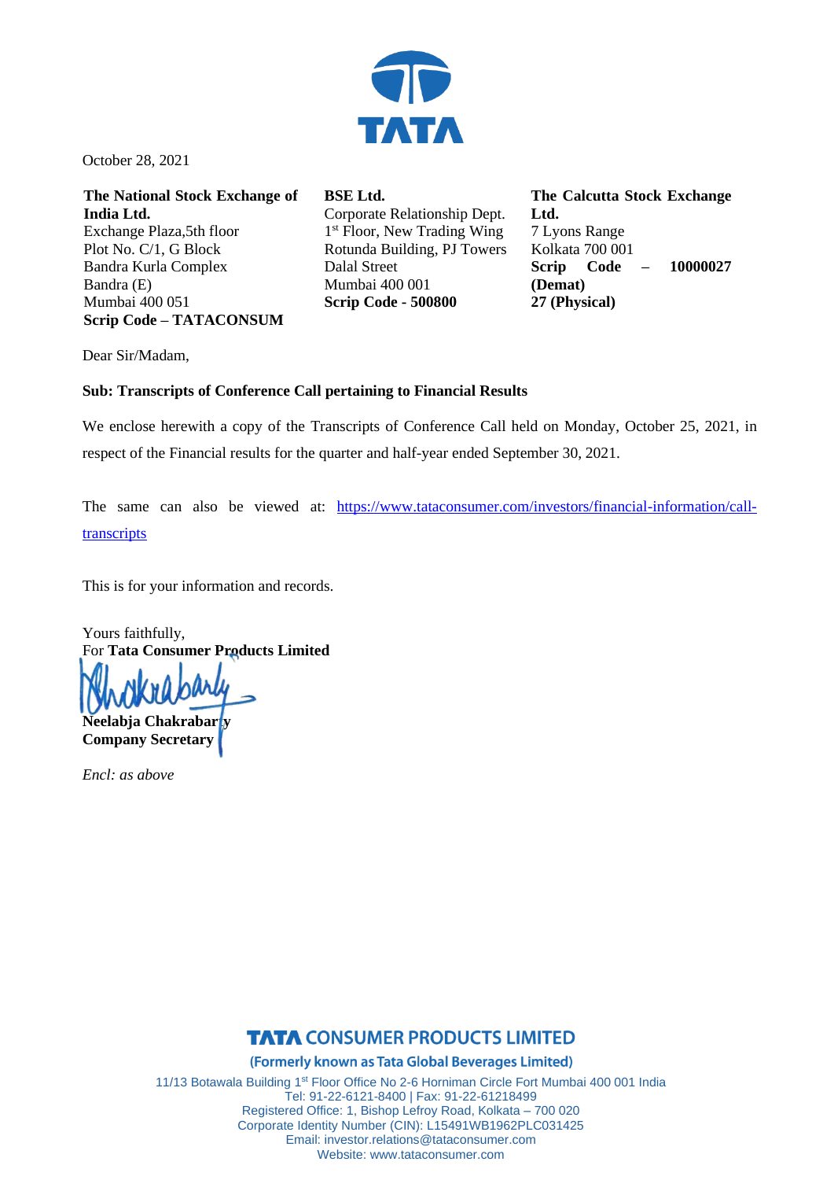October 28, 2021

**The National Stock Exchange of India Ltd.**
Exchange Plaza,5th floor
Plot No. C/1, G Block
Bandra Kurla Complex
Bandra (E)
Mumbai 400 051
**Scrip Code – TATACONSUM**

**BSE Ltd.**
Corporate Relationship Dept.
1st Floor, New Trading Wing
Rotunda Building, PJ Towers
Dalal Street
Mumbai 400 001
**Scrip Code - 500800**

**The Calcutta Stock Exchange Ltd.**
7 Lyons Range
Kolkata 700 001
**Scrip Code – 10000027 (Demat)**
**27 (Physical)**

Dear Sir/Madam,

**Sub: Transcripts of Conference Call pertaining to Financial Results**

We enclose herewith a copy of the Transcripts of Conference Call held on Monday, October 25, 2021, in respect of the Financial results for the quarter and half-year ended September 30, 2021.

The same can also be viewed at: https://www.tataconsumer.com/investors/financial-information/call-transcripts

This is for your information and records.

Yours faithfully,
For **Tata Consumer Products Limited**

**Neelabja Chakrabarty**
**Company Secretary**

*Encl: as above*

**TATA CONSUMER PRODUCTS LIMITED**
**(Formerly known as Tata Global Beverages Limited)**
11/13 Botawala Building 1st Floor Office No 2-6 Horniman Circle Fort Mumbai 400 001 India
Tel: 91-22-6121-8400 | Fax: 91-22-61218499
Registered Office: 1, Bishop Lefroy Road, Kolkata – 700 020
Corporate Identity Number (CIN): L15491WB1962PLC031425
Email: investor.relations@tataconsumer.com
Website: www.tataconsumer.com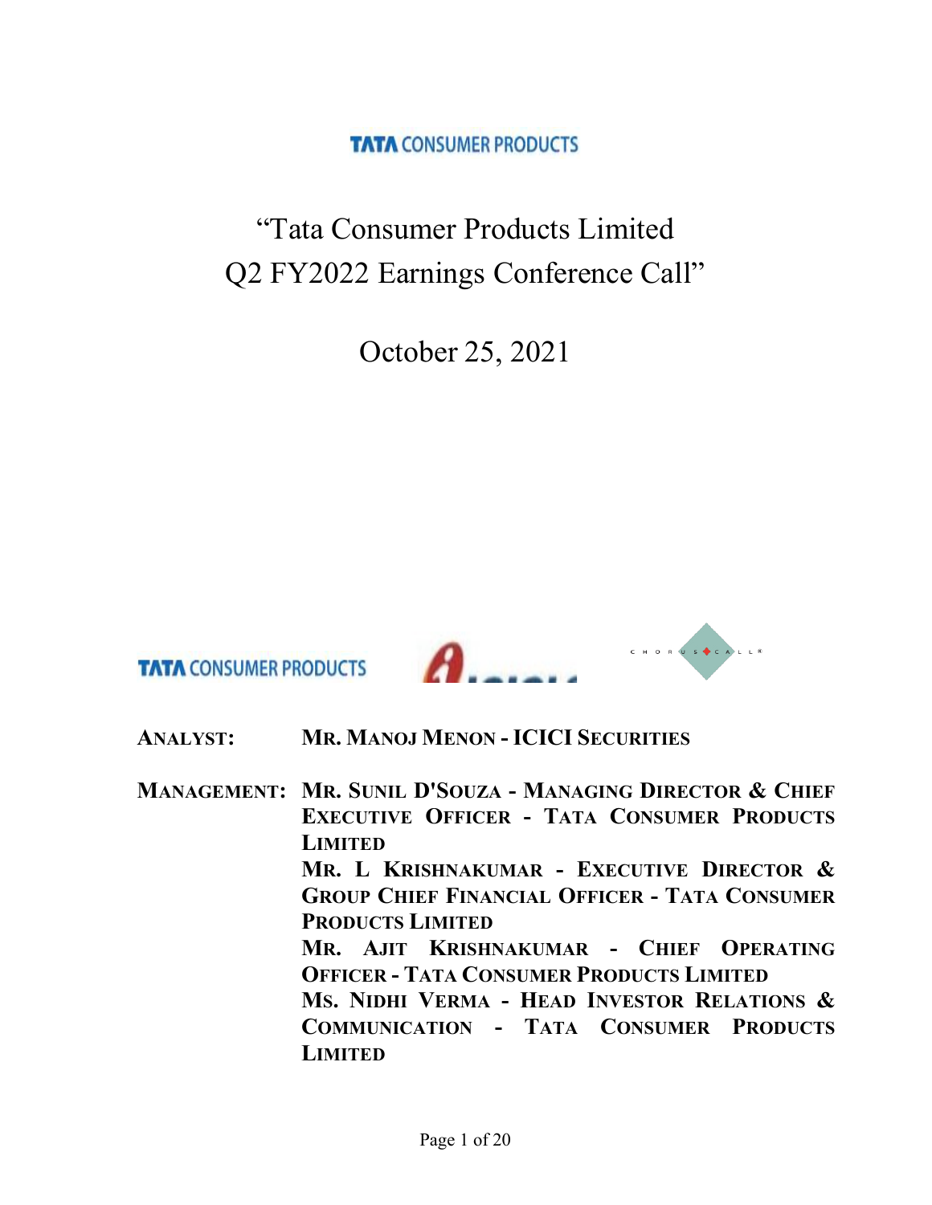# "Tata Consumer Products Limited Q2 FY2022 Earnings Conference Call"

October 25, 2021

**ANALYST:** MR. MANOJ MENON - ICICI SECURITIES

**MANAGEMENT:** MR. SUNIL D'SOUZA - MANAGING DIRECTOR & CHIEF EXECUTIVE OFFICER - TATA CONSUMER PRODUCTS LIMITED

MR. L KRISHNAKUMAR - EXECUTIVE DIRECTOR & GROUP CHIEF FINANCIAL OFFICER - TATA CONSUMER PRODUCTS LIMITED

MR. AJIT KRISHNAKUMAR - CHIEF OPERATING OFFICER - TATA CONSUMER PRODUCTS LIMITED

MS. NIDHI VERMA - HEAD INVESTOR RELATIONS & COMMUNICATION - TATA CONSUMER PRODUCTS LIMITED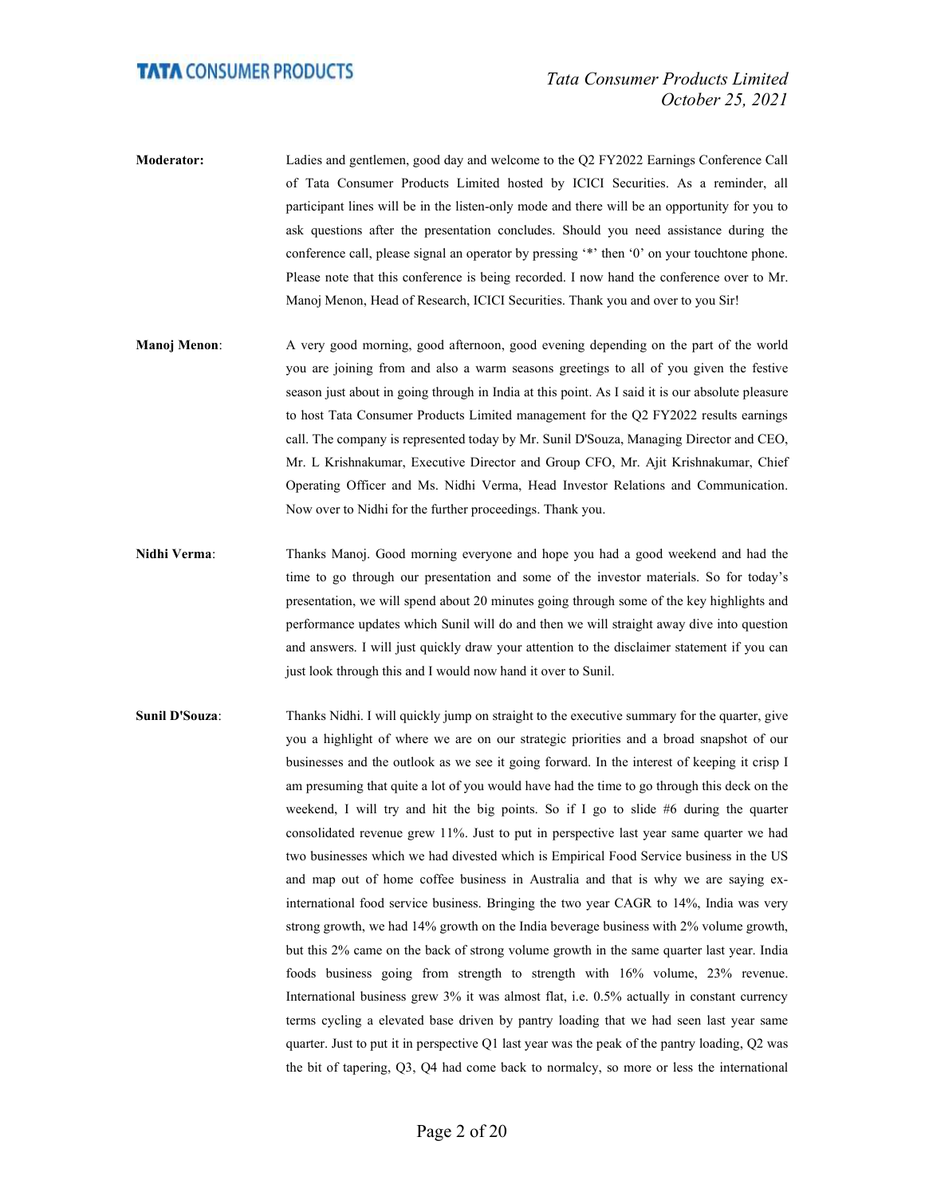**Moderator:** Ladies and gentlemen, good day and welcome to the Q2 FY2022 Earnings Conference Call of Tata Consumer Products Limited hosted by ICICI Securities. As a reminder, all participant lines will be in the listen-only mode and there will be an opportunity for you to ask questions after the presentation concludes. Should you need assistance during the conference call, please signal an operator by pressing '*' then '0' on your touchtone phone. Please note that this conference is being recorded. I now hand the conference over to Mr. Manoj Menon, Head of Research, ICICI Securities. Thank you and over to you Sir!

**Manoj Menon**: A very good morning, good afternoon, good evening depending on the part of the world you are joining from and also a warm seasons greetings to all of you given the festive season just about in going through in India at this point. As I said it is our absolute pleasure to host Tata Consumer Products Limited management for the Q2 FY2022 results earnings call. The company is represented today by Mr. Sunil D'Souza, Managing Director and CEO, Mr. L Krishnakumar, Executive Director and Group CFO, Mr. Ajit Krishnakumar, Chief Operating Officer and Ms. Nidhi Verma, Head Investor Relations and Communication. Now over to Nidhi for the further proceedings. Thank you.

**Nidhi Verma**: Thanks Manoj. Good morning everyone and hope you had a good weekend and had the time to go through our presentation and some of the investor materials. So for today's presentation, we will spend about 20 minutes going through some of the key highlights and performance updates which Sunil will do and then we will straight away dive into question and answers. I will just quickly draw your attention to the disclaimer statement if you can just look through this and I would now hand it over to Sunil.

**Sunil D'Souza**: Thanks Nidhi. I will quickly jump on straight to the executive summary for the quarter, give you a highlight of where we are on our strategic priorities and a broad snapshot of our businesses and the outlook as we see it going forward. In the interest of keeping it crisp I am presuming that quite a lot of you would have had the time to go through this deck on the weekend, I will try and hit the big points. So if I go to slide #6 during the quarter consolidated revenue grew 11%. Just to put in perspective last year same quarter we had two businesses which we had divested which is Empirical Food Service business in the US and map out of home coffee business in Australia and that is why we are saying ex-international food service business. Bringing the two year CAGR to 14%, India was very strong growth, we had 14% growth on the India beverage business with 2% volume growth, but this 2% came on the back of strong volume growth in the same quarter last year. India foods business going from strength to strength with 16% volume, 23% revenue. International business grew 3% it was almost flat, i.e. 0.5% actually in constant currency terms cycling a elevated base driven by pantry loading that we had seen last year same quarter. Just to put it in perspective Q1 last year was the peak of the pantry loading, Q2 was the bit of tapering, Q3, Q4 had come back to normalcy, so more or less the international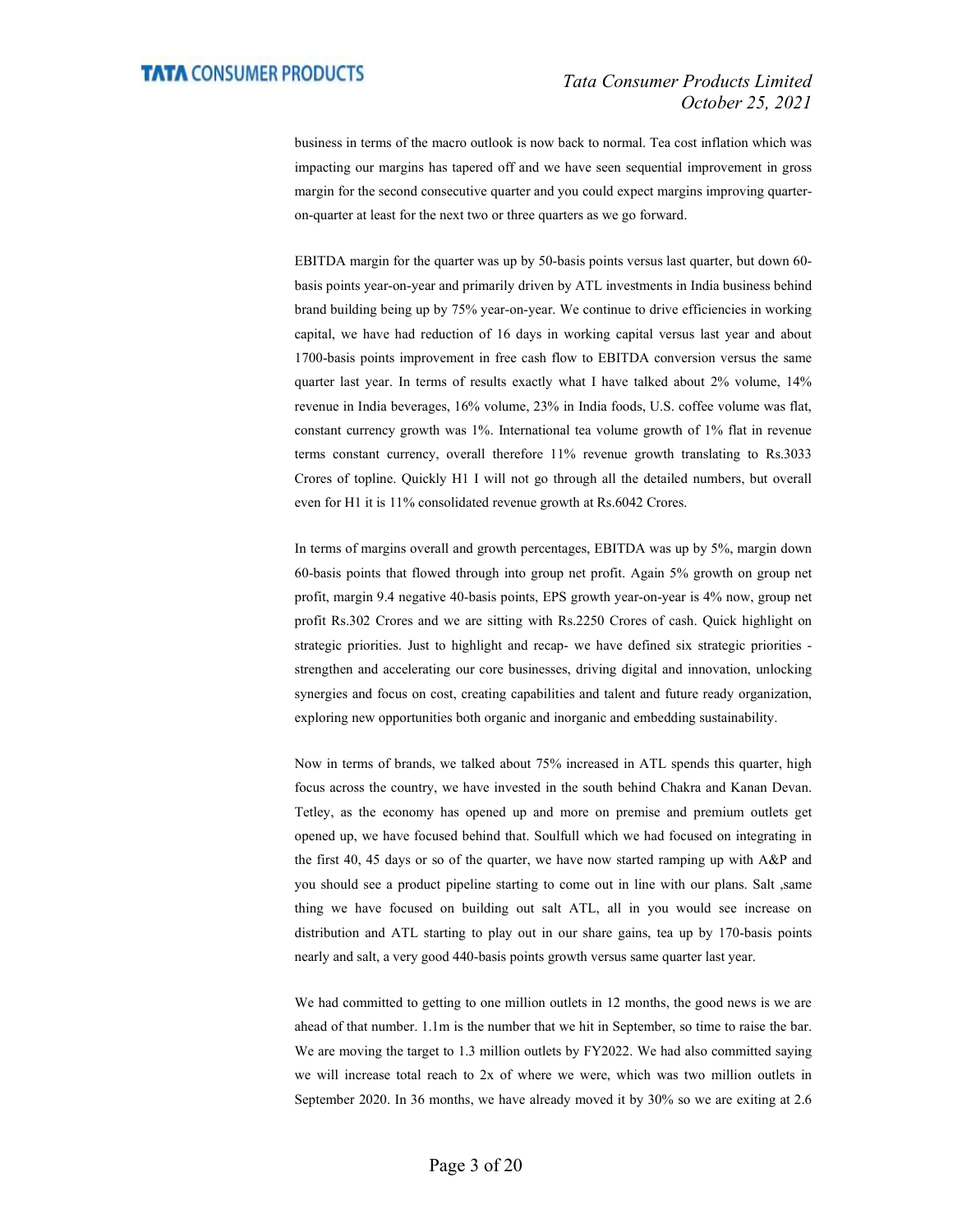business in terms of the macro outlook is now back to normal. Tea cost inflation which was impacting our margins has tapered off and we have seen sequential improvement in gross margin for the second consecutive quarter and you could expect margins improving quarter-on-quarter at least for the next two or three quarters as we go forward.

EBITDA margin for the quarter was up by 50-basis points versus last quarter, but down 60-basis points year-on-year and primarily driven by ATL investments in India business behind brand building being up by 75% year-on-year. We continue to drive efficiencies in working capital, we have had reduction of 16 days in working capital versus last year and about 1700-basis points improvement in free cash flow to EBITDA conversion versus the same quarter last year. In terms of results exactly what I have talked about 2% volume, 14% revenue in India beverages, 16% volume, 23% in India foods, U.S. coffee volume was flat, constant currency growth was 1%. International tea volume growth of 1% flat in revenue terms constant currency, overall therefore 11% revenue growth translating to Rs.3033 Crores of topline. Quickly H1 I will not go through all the detailed numbers, but overall even for H1 it is 11% consolidated revenue growth at Rs.6042 Crores.

In terms of margins overall and growth percentages, EBITDA was up by 5%, margin down 60-basis points that flowed through into group net profit. Again 5% growth on group net profit, margin 9.4 negative 40-basis points, EPS growth year-on-year is 4% now, group net profit Rs.302 Crores and we are sitting with Rs.2250 Crores of cash. Quick highlight on strategic priorities. Just to highlight and recap- we have defined six strategic priorities - strengthen and accelerating our core businesses, driving digital and innovation, unlocking synergies and focus on cost, creating capabilities and talent and future ready organization, exploring new opportunities both organic and inorganic and embedding sustainability.

Now in terms of brands, we talked about 75% increased in ATL spends this quarter, high focus across the country, we have invested in the south behind Chakra and Kanan Devan. Tetley, as the economy has opened up and more on premise and premium outlets get opened up, we have focused behind that. Soulfull which we had focused on integrating in the first 40, 45 days or so of the quarter, we have now started ramping up with A&P and you should see a product pipeline starting to come out in line with our plans. Salt ,same thing we have focused on building out salt ATL, all in you would see increase on distribution and ATL starting to play out in our share gains, tea up by 170-basis points nearly and salt, a very good 440-basis points growth versus same quarter last year.

We had committed to getting to one million outlets in 12 months, the good news is we are ahead of that number. 1.1m is the number that we hit in September, so time to raise the bar. We are moving the target to 1.3 million outlets by FY2022. We had also committed saying we will increase total reach to 2x of where we were, which was two million outlets in September 2020. In 36 months, we have already moved it by 30% so we are exiting at 2.6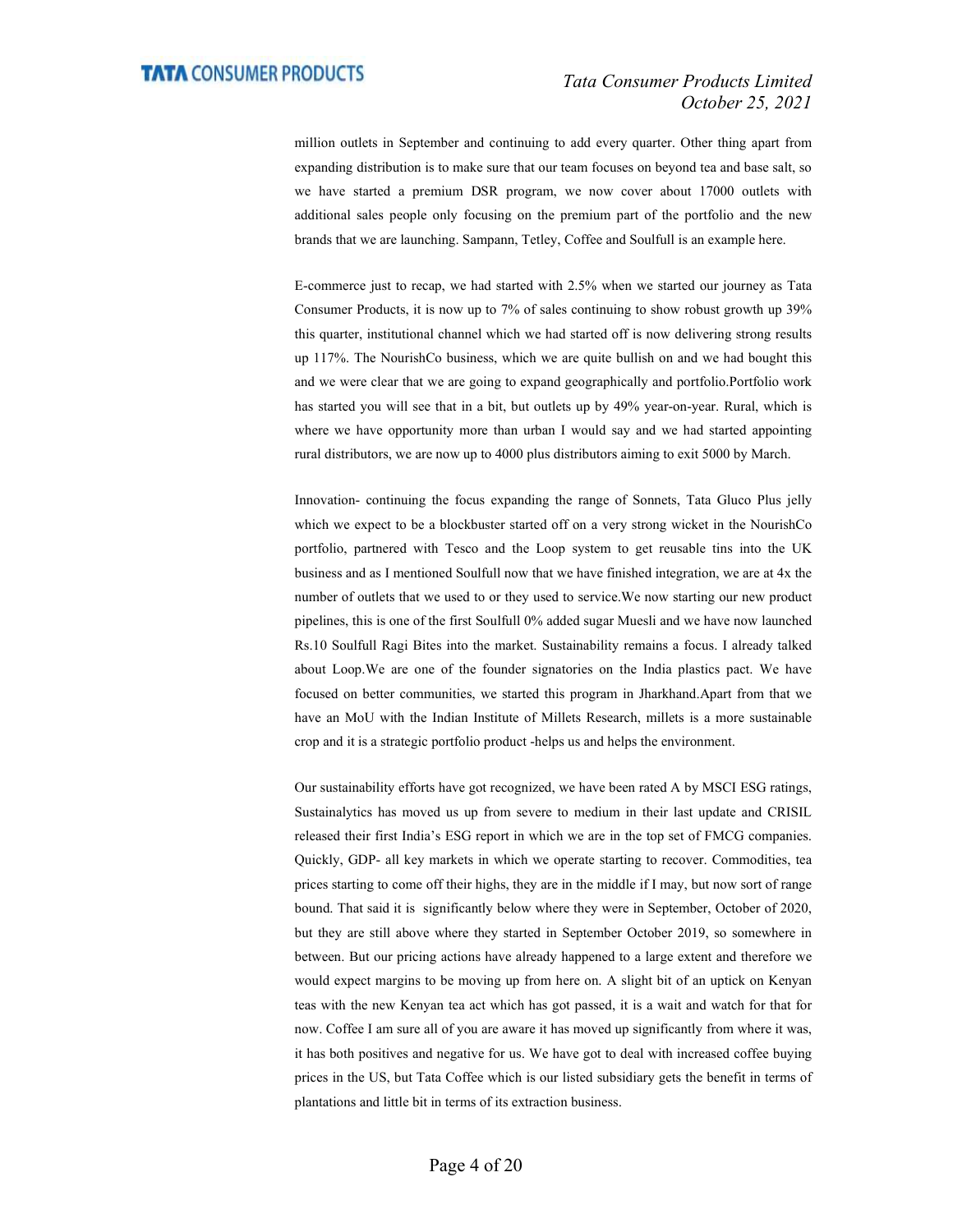million outlets in September and continuing to add every quarter. Other thing apart from expanding distribution is to make sure that our team focuses on beyond tea and base salt, so we have started a premium DSR program, we now cover about 17000 outlets with additional sales people only focusing on the premium part of the portfolio and the new brands that we are launching. Sampann, Tetley, Coffee and Soulfull is an example here.

E-commerce just to recap, we had started with 2.5% when we started our journey as Tata Consumer Products, it is now up to 7% of sales continuing to show robust growth up 39% this quarter, institutional channel which we had started off is now delivering strong results up 117%. The NourishCo business, which we are quite bullish on and we had bought this and we were clear that we are going to expand geographically and portfolio.Portfolio work has started you will see that in a bit, but outlets up by 49% year-on-year. Rural, which is where we have opportunity more than urban I would say and we had started appointing rural distributors, we are now up to 4000 plus distributors aiming to exit 5000 by March.

Innovation- continuing the focus expanding the range of Sonnets, Tata Gluco Plus jelly which we expect to be a blockbuster started off on a very strong wicket in the NourishCo portfolio, partnered with Tesco and the Loop system to get reusable tins into the UK business and as I mentioned Soulfull now that we have finished integration, we are at 4x the number of outlets that we used to or they used to service.We now starting our new product pipelines, this is one of the first Soulfull 0% added sugar Muesli and we have now launched Rs.10 Soulfull Ragi Bites into the market. Sustainability remains a focus. I already talked about Loop.We are one of the founder signatories on the India plastics pact. We have focused on better communities, we started this program in Jharkhand.Apart from that we have an MoU with the Indian Institute of Millets Research, millets is a more sustainable crop and it is a strategic portfolio product -helps us and helps the environment.

Our sustainability efforts have got recognized, we have been rated A by MSCI ESG ratings, Sustainalytics has moved us up from severe to medium in their last update and CRISIL released their first India's ESG report in which we are in the top set of FMCG companies. Quickly, GDP- all key markets in which we operate starting to recover. Commodities, tea prices starting to come off their highs, they are in the middle if I may, but now sort of range bound. That said it is significantly below where they were in September, October of 2020, but they are still above where they started in September October 2019, so somewhere in between. But our pricing actions have already happened to a large extent and therefore we would expect margins to be moving up from here on. A slight bit of an uptick on Kenyan teas with the new Kenyan tea act which has got passed, it is a wait and watch for that for now. Coffee I am sure all of you are aware it has moved up significantly from where it was, it has both positives and negative for us. We have got to deal with increased coffee buying prices in the US, but Tata Coffee which is our listed subsidiary gets the benefit in terms of plantations and little bit in terms of its extraction business.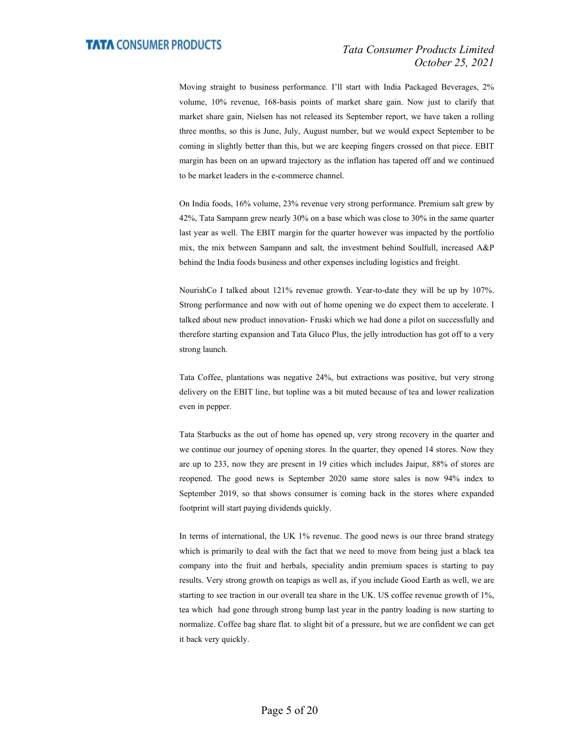Moving straight to business performance. I'll start with India Packaged Beverages, 2% volume, 10% revenue, 168-basis points of market share gain. Now just to clarify that market share gain, Nielsen has not released its September report, we have taken a rolling three months, so this is June, July, August number, but we would expect September to be coming in slightly better than this, but we are keeping fingers crossed on that piece. EBIT margin has been on an upward trajectory as the inflation has tapered off and we continued to be market leaders in the e-commerce channel.

On India foods, 16% volume, 23% revenue very strong performance. Premium salt grew by 42%, Tata Sampann grew nearly 30% on a base which was close to 30% in the same quarter last year as well. The EBIT margin for the quarter however was impacted by the portfolio mix, the mix between Sampann and salt, the investment behind Soulfull, increased A&P behind the India foods business and other expenses including logistics and freight.

NourishCo I talked about 121% revenue growth. Year-to-date they will be up by 107%. Strong performance and now with out of home opening we do expect them to accelerate. I talked about new product innovation- Fruski which we had done a pilot on successfully and therefore starting expansion and Tata Gluco Plus, the jelly introduction has got off to a very strong launch.

Tata Coffee, plantations was negative 24%, but extractions was positive, but very strong delivery on the EBIT line, but topline was a bit muted because of tea and lower realization even in pepper.

Tata Starbucks as the out of home has opened up, very strong recovery in the quarter and we continue our journey of opening stores. In the quarter, they opened 14 stores. Now they are up to 233, now they are present in 19 cities which includes Jaipur, 88% of stores are reopened. The good news is September 2020 same store sales is now 94% index to September 2019, so that shows consumer is coming back in the stores where expanded footprint will start paying dividends quickly.

In terms of international, the UK 1% revenue. The good news is our three brand strategy which is primarily to deal with the fact that we need to move from being just a black tea company into the fruit and herbals, speciality andin premium spaces is starting to pay results. Very strong growth on teapigs as well as, if you include Good Earth as well, we are starting to see traction in our overall tea share in the UK. US coffee revenue growth of 1%, tea which had gone through strong bump last year in the pantry loading is now starting to normalize. Coffee bag share flat. to slight bit of a pressure, but we are confident we can get it back very quickly.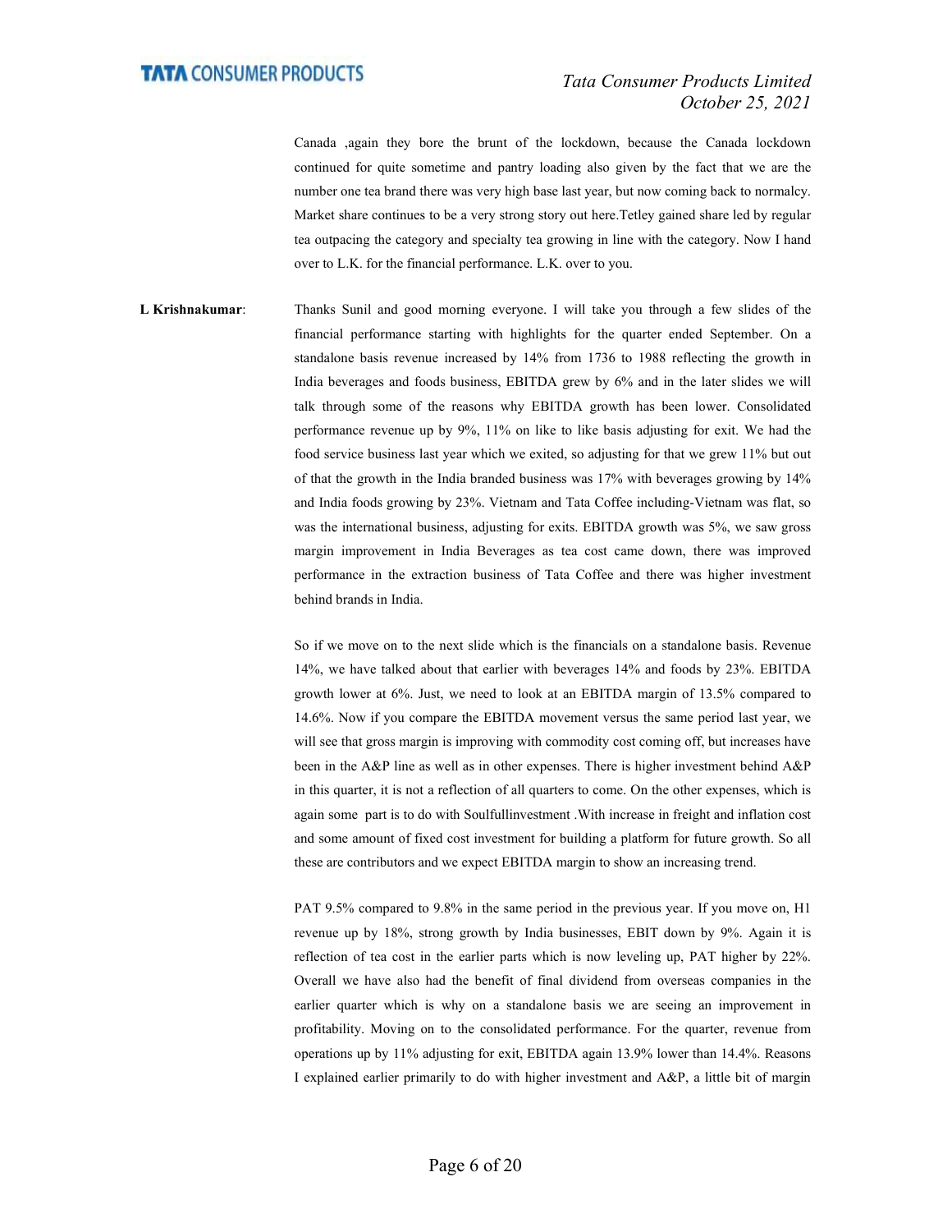Canada ,again they bore the brunt of the lockdown, because the Canada lockdown continued for quite sometime and pantry loading also given by the fact that we are the number one tea brand there was very high base last year, but now coming back to normalcy. Market share continues to be a very strong story out here.Tetley gained share led by regular tea outpacing the category and specialty tea growing in line with the category. Now I hand over to L.K. for the financial performance. L.K. over to you.

**L Krishnakumar**: Thanks Sunil and good morning everyone. I will take you through a few slides of the financial performance starting with highlights for the quarter ended September. On a standalone basis revenue increased by 14% from 1736 to 1988 reflecting the growth in India beverages and foods business, EBITDA grew by 6% and in the later slides we will talk through some of the reasons why EBITDA growth has been lower. Consolidated performance revenue up by 9%, 11% on like to like basis adjusting for exit. We had the food service business last year which we exited, so adjusting for that we grew 11% but out of that the growth in the India branded business was 17% with beverages growing by 14% and India foods growing by 23%. Vietnam and Tata Coffee including-Vietnam was flat, so was the international business, adjusting for exits. EBITDA growth was 5%, we saw gross margin improvement in India Beverages as tea cost came down, there was improved performance in the extraction business of Tata Coffee and there was higher investment behind brands in India.

So if we move on to the next slide which is the financials on a standalone basis. Revenue 14%, we have talked about that earlier with beverages 14% and foods by 23%. EBITDA growth lower at 6%. Just, we need to look at an EBITDA margin of 13.5% compared to 14.6%. Now if you compare the EBITDA movement versus the same period last year, we will see that gross margin is improving with commodity cost coming off, but increases have been in the A&P line as well as in other expenses. There is higher investment behind A&P in this quarter, it is not a reflection of all quarters to come. On the other expenses, which is again some part is to do with Soulfullinvestment .With increase in freight and inflation cost and some amount of fixed cost investment for building a platform for future growth. So all these are contributors and we expect EBITDA margin to show an increasing trend.

PAT 9.5% compared to 9.8% in the same period in the previous year. If you move on, H1 revenue up by 18%, strong growth by India businesses, EBIT down by 9%. Again it is reflection of tea cost in the earlier parts which is now leveling up, PAT higher by 22%. Overall we have also had the benefit of final dividend from overseas companies in the earlier quarter which is why on a standalone basis we are seeing an improvement in profitability. Moving on to the consolidated performance. For the quarter, revenue from operations up by 11% adjusting for exit, EBITDA again 13.9% lower than 14.4%. Reasons I explained earlier primarily to do with higher investment and A&P, a little bit of margin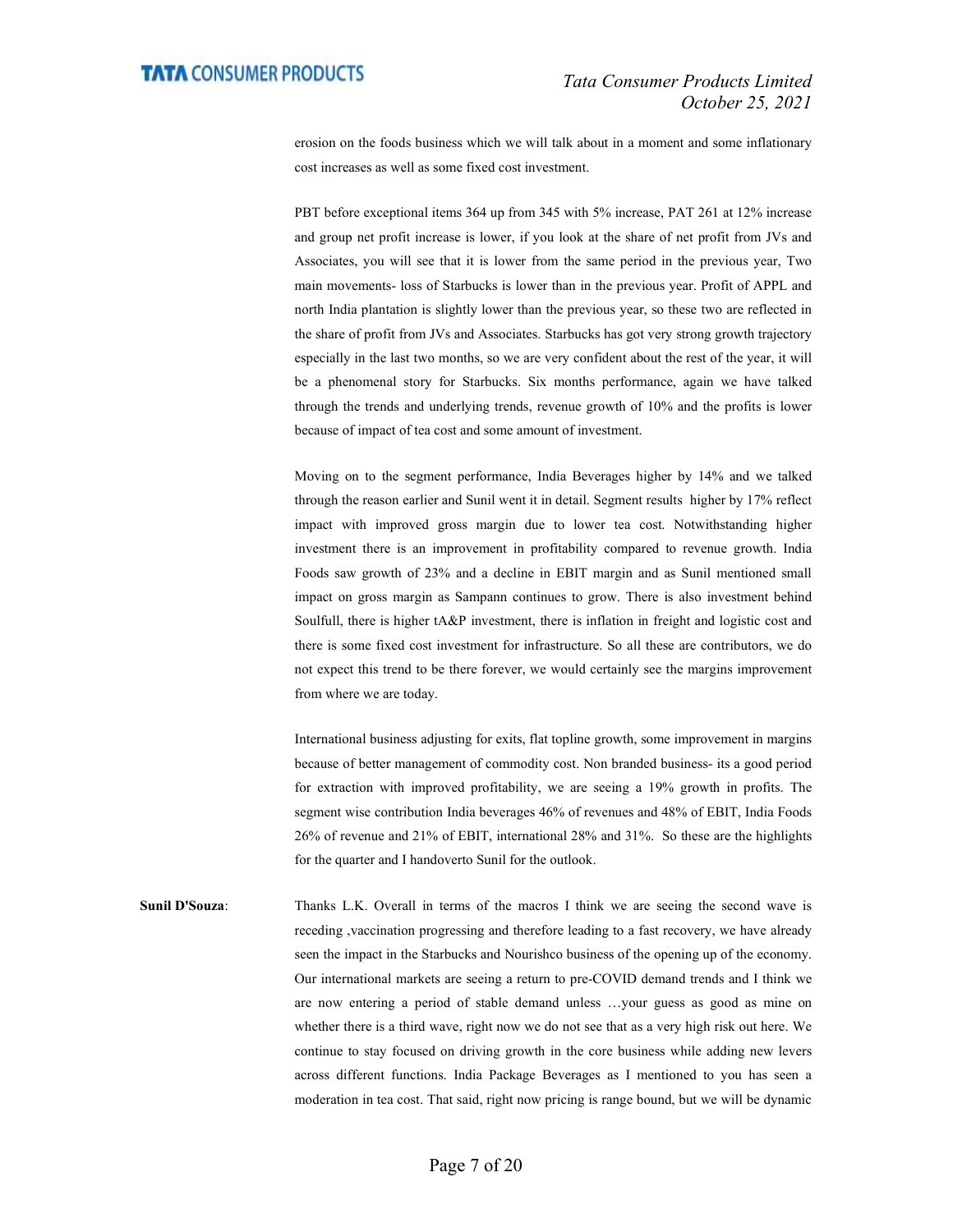erosion on the foods business which we will talk about in a moment and some inflationary cost increases as well as some fixed cost investment.

PBT before exceptional items 364 up from 345 with 5% increase, PAT 261 at 12% increase and group net profit increase is lower, if you look at the share of net profit from JVs and Associates, you will see that it is lower from the same period in the previous year, Two main movements- loss of Starbucks is lower than in the previous year. Profit of APPL and north India plantation is slightly lower than the previous year, so these two are reflected in the share of profit from JVs and Associates. Starbucks has got very strong growth trajectory especially in the last two months, so we are very confident about the rest of the year, it will be a phenomenal story for Starbucks. Six months performance, again we have talked through the trends and underlying trends, revenue growth of 10% and the profits is lower because of impact of tea cost and some amount of investment.

Moving on to the segment performance, India Beverages higher by 14% and we talked through the reason earlier and Sunil went it in detail. Segment results higher by 17% reflect impact with improved gross margin due to lower tea cost. Notwithstanding higher investment there is an improvement in profitability compared to revenue growth. India Foods saw growth of 23% and a decline in EBIT margin and as Sunil mentioned small impact on gross margin as Sampann continues to grow. There is also investment behind Soulfull, there is higher tA&P investment, there is inflation in freight and logistic cost and there is some fixed cost investment for infrastructure. So all these are contributors, we do not expect this trend to be there forever, we would certainly see the margins improvement from where we are today.

International business adjusting for exits, flat topline growth, some improvement in margins because of better management of commodity cost. Non branded business- its a good period for extraction with improved profitability, we are seeing a 19% growth in profits. The segment wise contribution India beverages 46% of revenues and 48% of EBIT, India Foods 26% of revenue and 21% of EBIT, international 28% and 31%. So these are the highlights for the quarter and I handoverto Sunil for the outlook.

**Sunil D'Souza**: Thanks L.K. Overall in terms of the macros I think we are seeing the second wave is receding ,vaccination progressing and therefore leading to a fast recovery, we have already seen the impact in the Starbucks and Nourishco business of the opening up of the economy. Our international markets are seeing a return to pre-COVID demand trends and I think we are now entering a period of stable demand unless …your guess as good as mine on whether there is a third wave, right now we do not see that as a very high risk out here. We continue to stay focused on driving growth in the core business while adding new levers across different functions. India Package Beverages as I mentioned to you has seen a moderation in tea cost. That said, right now pricing is range bound, but we will be dynamic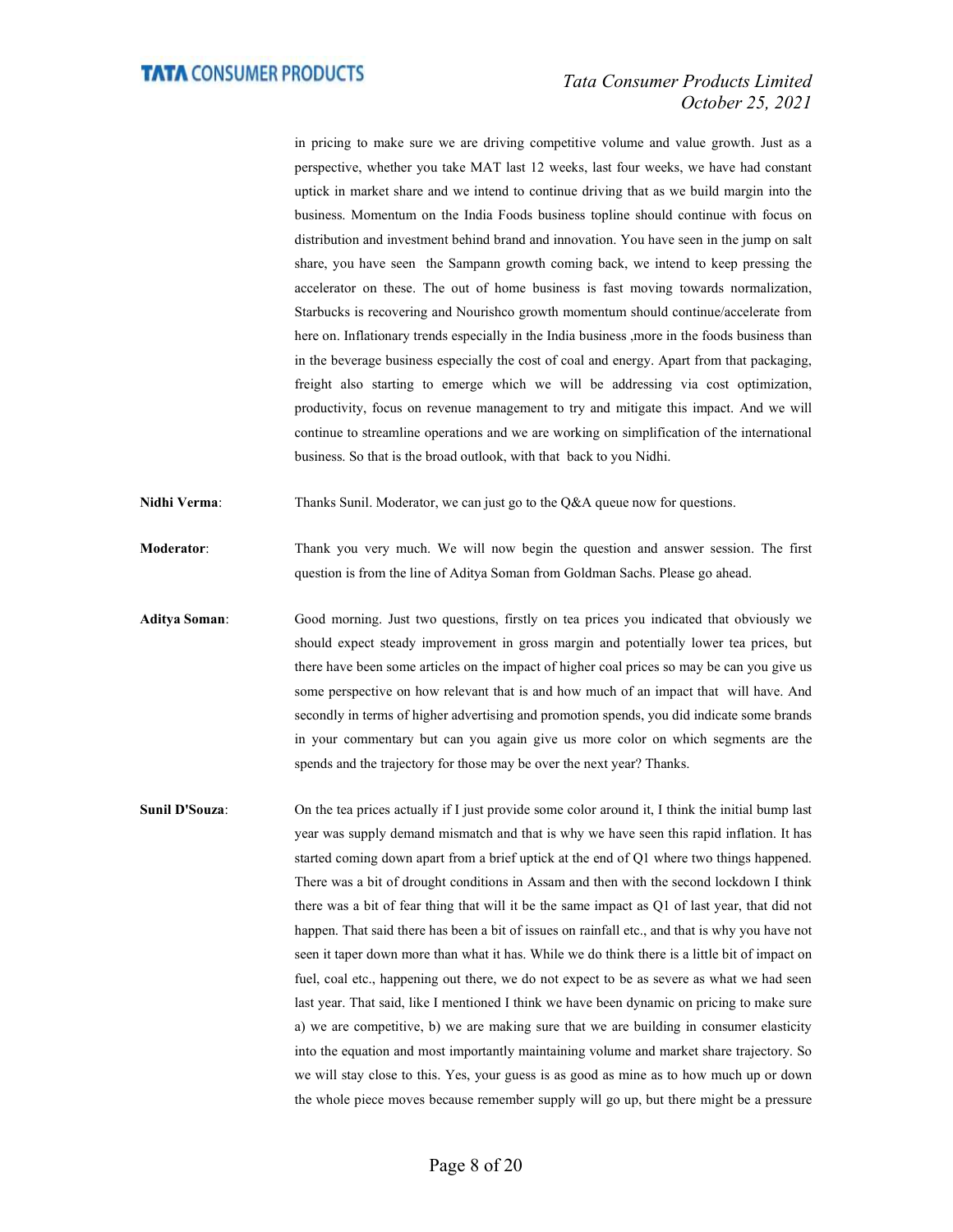in pricing to make sure we are driving competitive volume and value growth. Just as a perspective, whether you take MAT last 12 weeks, last four weeks, we have had constant uptick in market share and we intend to continue driving that as we build margin into the business. Momentum on the India Foods business topline should continue with focus on distribution and investment behind brand and innovation. You have seen in the jump on salt share, you have seen the Sampann growth coming back, we intend to keep pressing the accelerator on these. The out of home business is fast moving towards normalization, Starbucks is recovering and Nourishco growth momentum should continue/accelerate from here on. Inflationary trends especially in the India business ,more in the foods business than in the beverage business especially the cost of coal and energy. Apart from that packaging, freight also starting to emerge which we will be addressing via cost optimization, productivity, focus on revenue management to try and mitigate this impact. And we will continue to streamline operations and we are working on simplification of the international business. So that is the broad outlook, with that back to you Nidhi.

**Nidhi Verma**: Thanks Sunil. Moderator, we can just go to the Q&A queue now for questions.

**Moderator**: Thank you very much. We will now begin the question and answer session. The first question is from the line of Aditya Soman from Goldman Sachs. Please go ahead.

**Aditya Soman**: Good morning. Just two questions, firstly on tea prices you indicated that obviously we should expect steady improvement in gross margin and potentially lower tea prices, but there have been some articles on the impact of higher coal prices so may be can you give us some perspective on how relevant that is and how much of an impact that will have. And secondly in terms of higher advertising and promotion spends, you did indicate some brands in your commentary but can you again give us more color on which segments are the spends and the trajectory for those may be over the next year? Thanks.

**Sunil D'Souza**: On the tea prices actually if I just provide some color around it, I think the initial bump last year was supply demand mismatch and that is why we have seen this rapid inflation. It has started coming down apart from a brief uptick at the end of Q1 where two things happened. There was a bit of drought conditions in Assam and then with the second lockdown I think there was a bit of fear thing that will it be the same impact as Q1 of last year, that did not happen. That said there has been a bit of issues on rainfall etc., and that is why you have not seen it taper down more than what it has. While we do think there is a little bit of impact on fuel, coal etc., happening out there, we do not expect to be as severe as what we had seen last year. That said, like I mentioned I think we have been dynamic on pricing to make sure a) we are competitive, b) we are making sure that we are building in consumer elasticity into the equation and most importantly maintaining volume and market share trajectory. So we will stay close to this. Yes, your guess is as good as mine as to how much up or down the whole piece moves because remember supply will go up, but there might be a pressure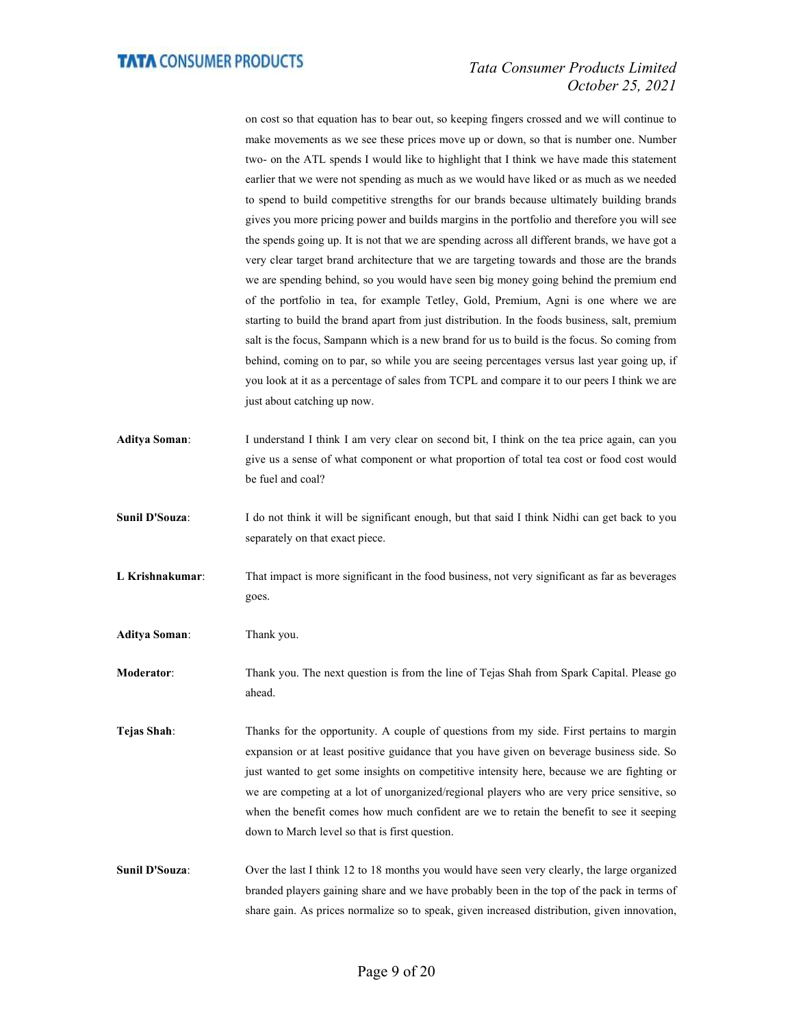on cost so that equation has to bear out, so keeping fingers crossed and we will continue to make movements as we see these prices move up or down, so that is number one. Number two- on the ATL spends I would like to highlight that I think we have made this statement earlier that we were not spending as much as we would have liked or as much as we needed to spend to build competitive strengths for our brands because ultimately building brands gives you more pricing power and builds margins in the portfolio and therefore you will see the spends going up. It is not that we are spending across all different brands, we have got a very clear target brand architecture that we are targeting towards and those are the brands we are spending behind, so you would have seen big money going behind the premium end of the portfolio in tea, for example Tetley, Gold, Premium, Agni is one where we are starting to build the brand apart from just distribution. In the foods business, salt, premium salt is the focus, Sampann which is a new brand for us to build is the focus. So coming from behind, coming on to par, so while you are seeing percentages versus last year going up, if you look at it as a percentage of sales from TCPL and compare it to our peers I think we are just about catching up now.

**Aditya Soman**: I understand I think I am very clear on second bit, I think on the tea price again, can you give us a sense of what component or what proportion of total tea cost or food cost would be fuel and coal?

**Sunil D'Souza**: I do not think it will be significant enough, but that said I think Nidhi can get back to you separately on that exact piece.

**L Krishnakumar**: That impact is more significant in the food business, not very significant as far as beverages goes.

**Aditya Soman**: Thank you.

**Moderator**: Thank you. The next question is from the line of Tejas Shah from Spark Capital. Please go ahead.

**Tejas Shah**: Thanks for the opportunity. A couple of questions from my side. First pertains to margin expansion or at least positive guidance that you have given on beverage business side. So just wanted to get some insights on competitive intensity here, because we are fighting or we are competing at a lot of unorganized/regional players who are very price sensitive, so when the benefit comes how much confident are we to retain the benefit to see it seeping down to March level so that is first question.

**Sunil D'Souza**: Over the last I think 12 to 18 months you would have seen very clearly, the large organized branded players gaining share and we have probably been in the top of the pack in terms of share gain. As prices normalize so to speak, given increased distribution, given innovation,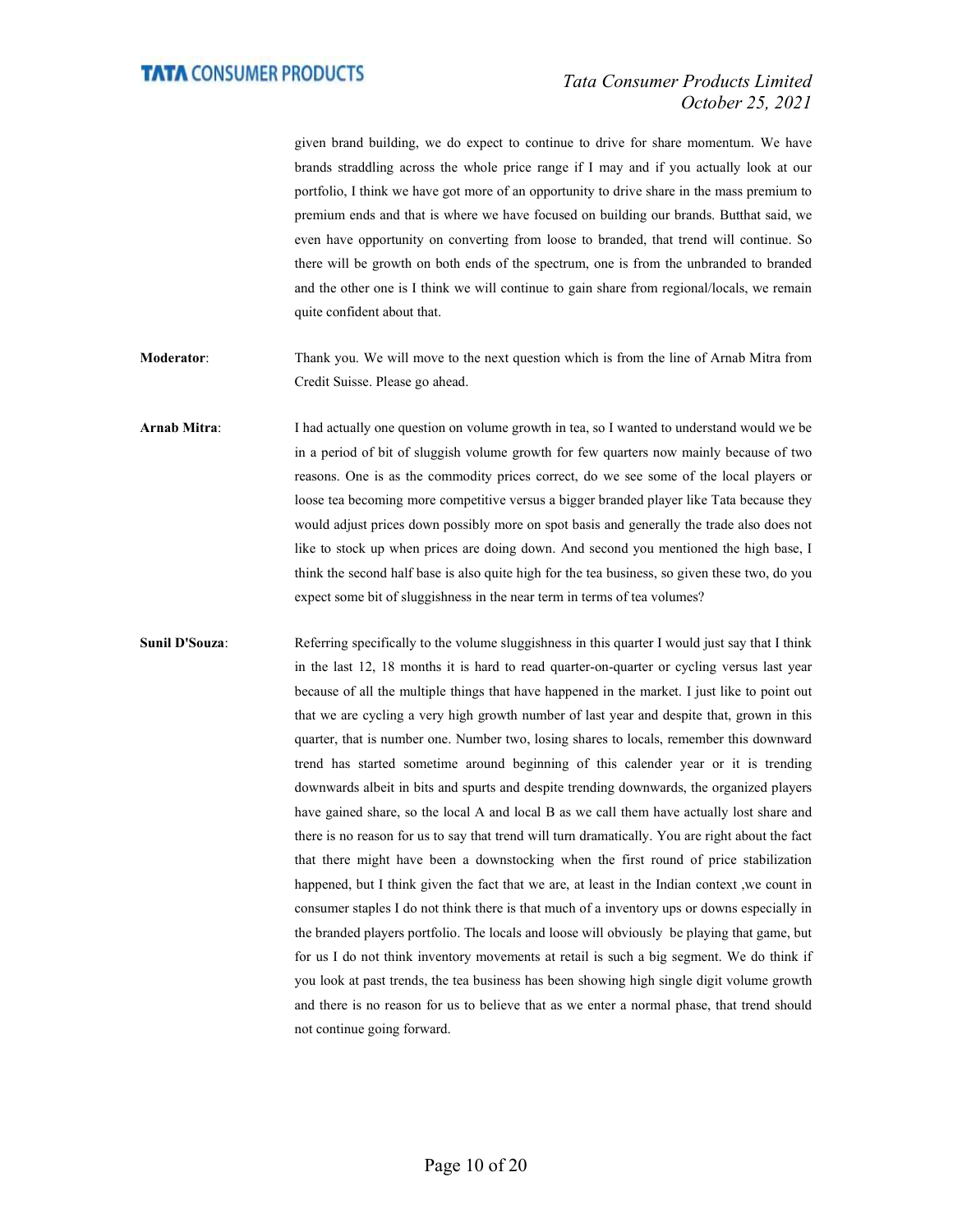given brand building, we do expect to continue to drive for share momentum. We have brands straddling across the whole price range if I may and if you actually look at our portfolio, I think we have got more of an opportunity to drive share in the mass premium to premium ends and that is where we have focused on building our brands. Butthat said, we even have opportunity on converting from loose to branded, that trend will continue. So there will be growth on both ends of the spectrum, one is from the unbranded to branded and the other one is I think we will continue to gain share from regional/locals, we remain quite confident about that.

**Moderator**: Thank you. We will move to the next question which is from the line of Arnab Mitra from Credit Suisse. Please go ahead.

**Arnab Mitra**: I had actually one question on volume growth in tea, so I wanted to understand would we be in a period of bit of sluggish volume growth for few quarters now mainly because of two reasons. One is as the commodity prices correct, do we see some of the local players or loose tea becoming more competitive versus a bigger branded player like Tata because they would adjust prices down possibly more on spot basis and generally the trade also does not like to stock up when prices are doing down. And second you mentioned the high base, I think the second half base is also quite high for the tea business, so given these two, do you expect some bit of sluggishness in the near term in terms of tea volumes?

**Sunil D'Souza**: Referring specifically to the volume sluggishness in this quarter I would just say that I think in the last 12, 18 months it is hard to read quarter-on-quarter or cycling versus last year because of all the multiple things that have happened in the market. I just like to point out that we are cycling a very high growth number of last year and despite that, grown in this quarter, that is number one. Number two, losing shares to locals, remember this downward trend has started sometime around beginning of this calender year or it is trending downwards albeit in bits and spurts and despite trending downwards, the organized players have gained share, so the local A and local B as we call them have actually lost share and there is no reason for us to say that trend will turn dramatically. You are right about the fact that there might have been a downstocking when the first round of price stabilization happened, but I think given the fact that we are, at least in the Indian context ,we count in consumer staples I do not think there is that much of a inventory ups or downs especially in the branded players portfolio. The locals and loose will obviously be playing that game, but for us I do not think inventory movements at retail is such a big segment. We do think if you look at past trends, the tea business has been showing high single digit volume growth and there is no reason for us to believe that as we enter a normal phase, that trend should not continue going forward.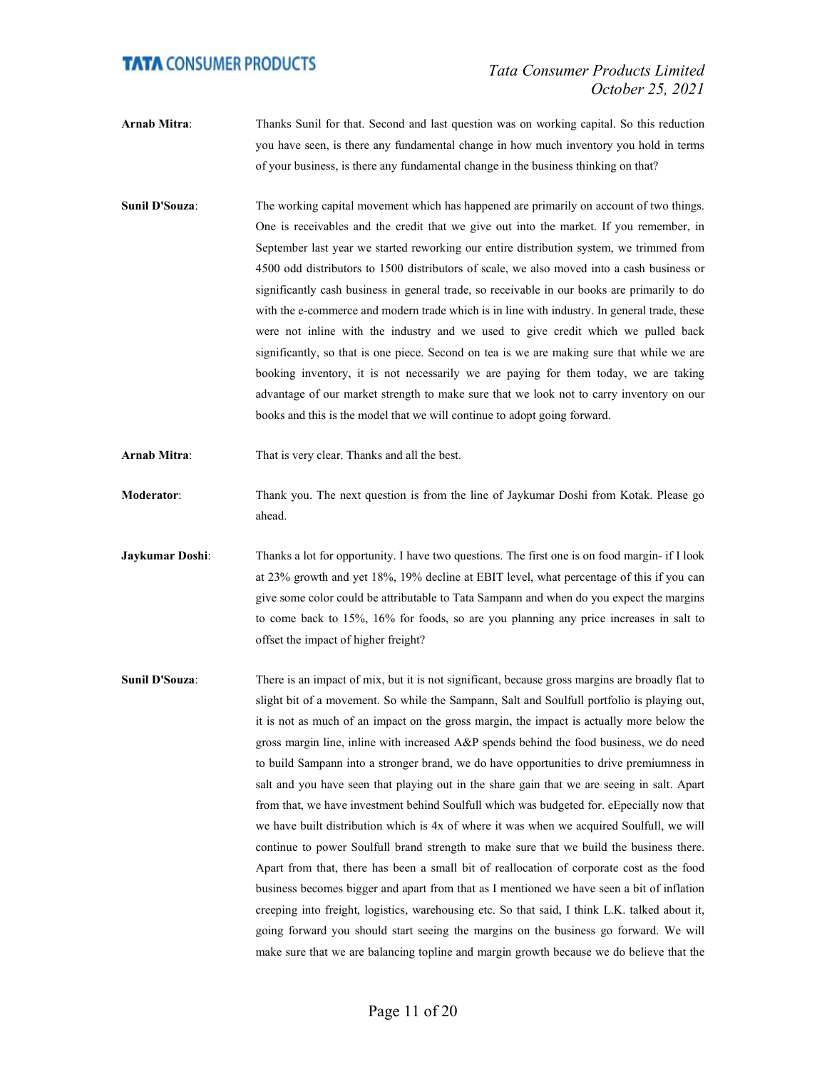**Arnab Mitra**: Thanks Sunil for that. Second and last question was on working capital. So this reduction you have seen, is there any fundamental change in how much inventory you hold in terms of your business, is there any fundamental change in the business thinking on that?

**Sunil D'Souza**: The working capital movement which has happened are primarily on account of two things. One is receivables and the credit that we give out into the market. If you remember, in September last year we started reworking our entire distribution system, we trimmed from 4500 odd distributors to 1500 distributors of scale, we also moved into a cash business or significantly cash business in general trade, so receivable in our books are primarily to do with the e-commerce and modern trade which is in line with industry. In general trade, these were not inline with the industry and we used to give credit which we pulled back significantly, so that is one piece. Second on tea is we are making sure that while we are booking inventory, it is not necessarily we are paying for them today, we are taking advantage of our market strength to make sure that we look not to carry inventory on our books and this is the model that we will continue to adopt going forward.

**Arnab Mitra**: That is very clear. Thanks and all the best.

**Moderator**: Thank you. The next question is from the line of Jaykumar Doshi from Kotak. Please go ahead.

**Jaykumar Doshi**: Thanks a lot for opportunity. I have two questions. The first one is on food margin- if I look at 23% growth and yet 18%, 19% decline at EBIT level, what percentage of this if you can give some color could be attributable to Tata Sampann and when do you expect the margins to come back to 15%, 16% for foods, so are you planning any price increases in salt to offset the impact of higher freight?

**Sunil D'Souza**: There is an impact of mix, but it is not significant, because gross margins are broadly flat to slight bit of a movement. So while the Sampann, Salt and Soulfull portfolio is playing out, it is not as much of an impact on the gross margin, the impact is actually more below the gross margin line, inline with increased A&P spends behind the food business, we do need to build Sampann into a stronger brand, we do have opportunities to drive premiumness in salt and you have seen that playing out in the share gain that we are seeing in salt. Apart from that, we have investment behind Soulfull which was budgeted for. eEpecially now that we have built distribution which is 4x of where it was when we acquired Soulfull, we will continue to power Soulfull brand strength to make sure that we build the business there. Apart from that, there has been a small bit of reallocation of corporate cost as the food business becomes bigger and apart from that as I mentioned we have seen a bit of inflation creeping into freight, logistics, warehousing etc. So that said, I think L.K. talked about it, going forward you should start seeing the margins on the business go forward. We will make sure that we are balancing topline and margin growth because we do believe that the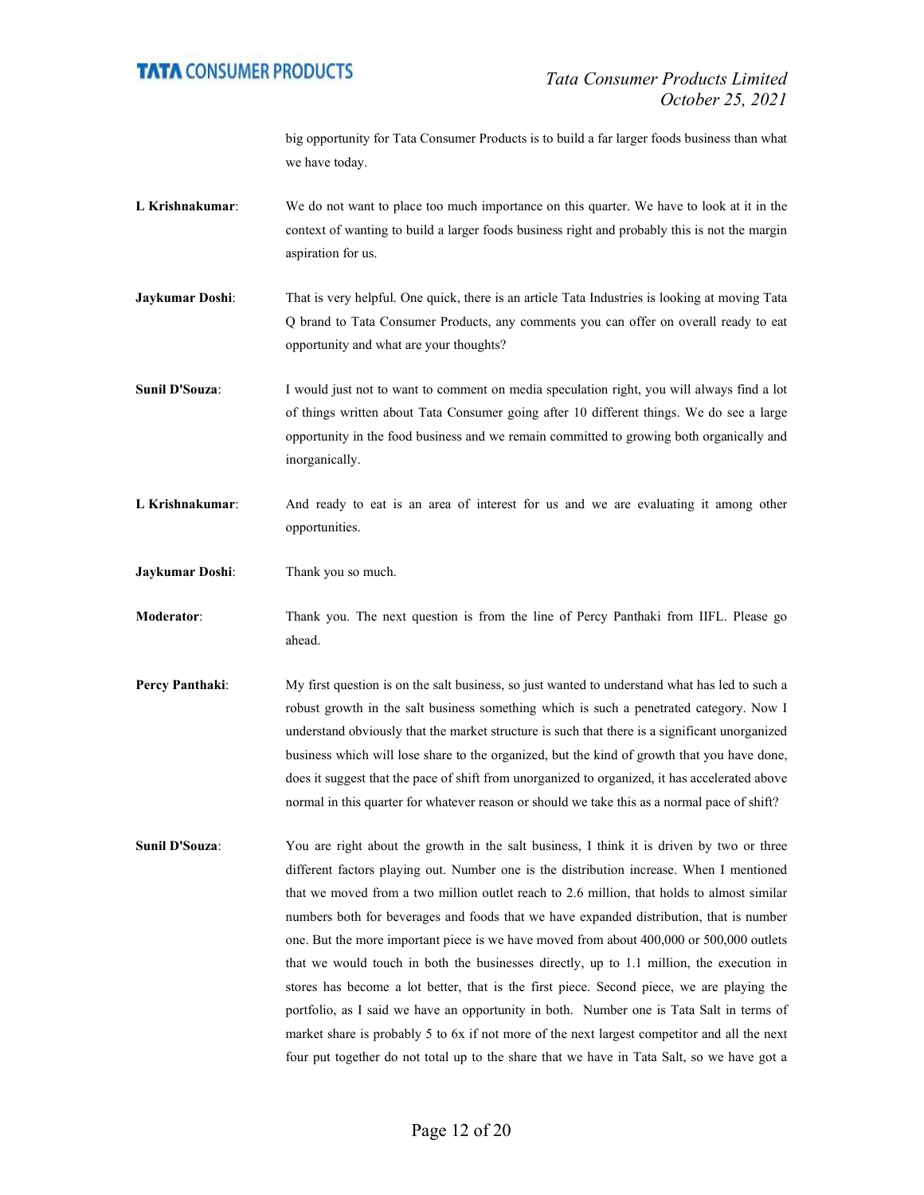big opportunity for Tata Consumer Products is to build a far larger foods business than what we have today.

**L Krishnakumar**: We do not want to place too much importance on this quarter. We have to look at it in the context of wanting to build a larger foods business right and probably this is not the margin aspiration for us.

**Jaykumar Doshi**: That is very helpful. One quick, there is an article Tata Industries is looking at moving Tata Q brand to Tata Consumer Products, any comments you can offer on overall ready to eat opportunity and what are your thoughts?

**Sunil D'Souza**: I would just not to want to comment on media speculation right, you will always find a lot of things written about Tata Consumer going after 10 different things. We do see a large opportunity in the food business and we remain committed to growing both organically and inorganically.

**L Krishnakumar**: And ready to eat is an area of interest for us and we are evaluating it among other opportunities.

**Jaykumar Doshi**: Thank you so much.

**Moderator**: Thank you. The next question is from the line of Percy Panthaki from IIFL. Please go ahead.

**Percy Panthaki**: My first question is on the salt business, so just wanted to understand what has led to such a robust growth in the salt business something which is such a penetrated category. Now I understand obviously that the market structure is such that there is a significant unorganized business which will lose share to the organized, but the kind of growth that you have done, does it suggest that the pace of shift from unorganized to organized, it has accelerated above normal in this quarter for whatever reason or should we take this as a normal pace of shift?

**Sunil D'Souza**: You are right about the growth in the salt business, I think it is driven by two or three different factors playing out. Number one is the distribution increase. When I mentioned that we moved from a two million outlet reach to 2.6 million, that holds to almost similar numbers both for beverages and foods that we have expanded distribution, that is number one. But the more important piece is we have moved from about 400,000 or 500,000 outlets that we would touch in both the businesses directly, up to 1.1 million, the execution in stores has become a lot better, that is the first piece. Second piece, we are playing the portfolio, as I said we have an opportunity in both. Number one is Tata Salt in terms of market share is probably 5 to 6x if not more of the next largest competitor and all the next four put together do not total up to the share that we have in Tata Salt, so we have got a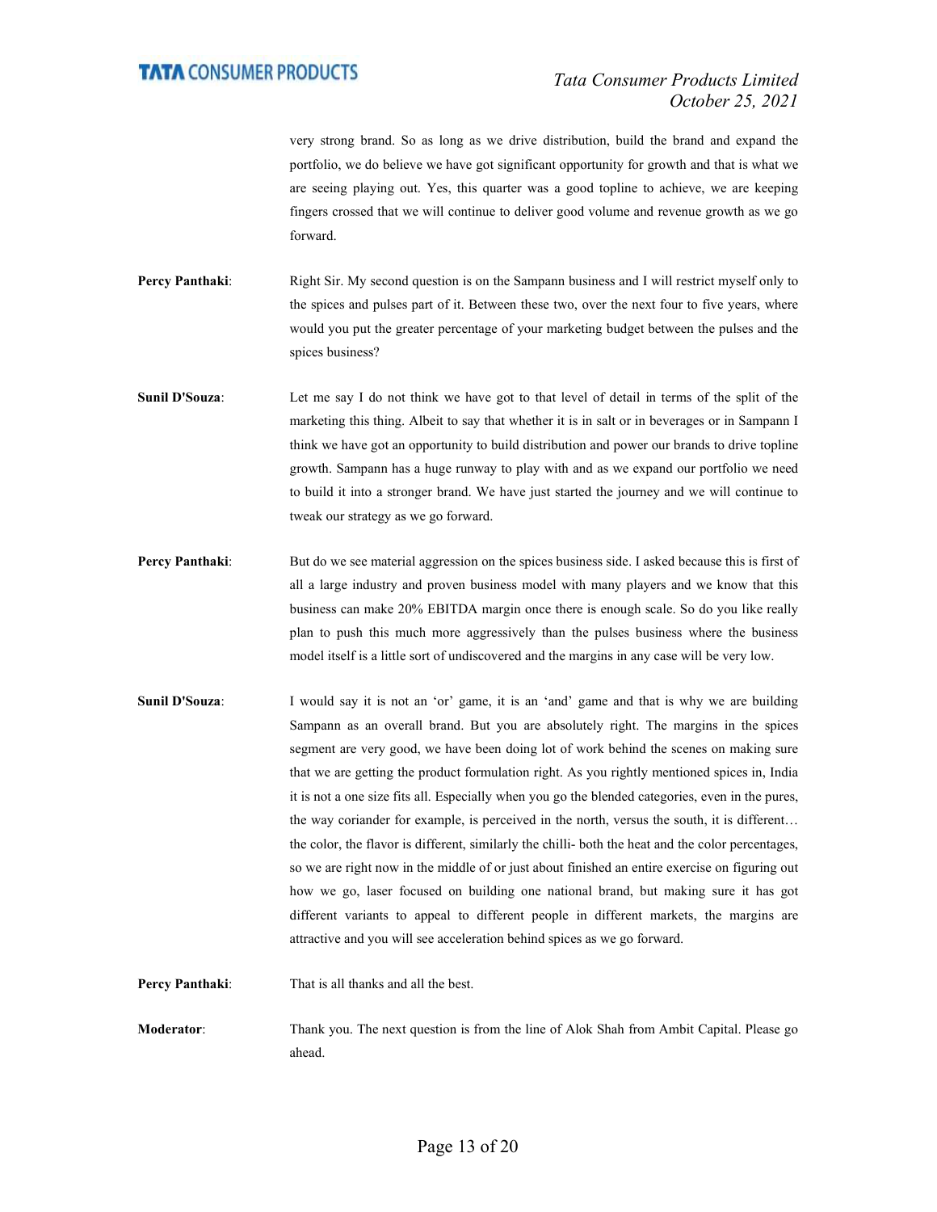very strong brand. So as long as we drive distribution, build the brand and expand the portfolio, we do believe we have got significant opportunity for growth and that is what we are seeing playing out. Yes, this quarter was a good topline to achieve, we are keeping fingers crossed that we will continue to deliver good volume and revenue growth as we go forward.

**Percy Panthaki**: Right Sir. My second question is on the Sampann business and I will restrict myself only to the spices and pulses part of it. Between these two, over the next four to five years, where would you put the greater percentage of your marketing budget between the pulses and the spices business?

**Sunil D'Souza**: Let me say I do not think we have got to that level of detail in terms of the split of the marketing this thing. Albeit to say that whether it is in salt or in beverages or in Sampann I think we have got an opportunity to build distribution and power our brands to drive topline growth. Sampann has a huge runway to play with and as we expand our portfolio we need to build it into a stronger brand. We have just started the journey and we will continue to tweak our strategy as we go forward.

**Percy Panthaki**: But do we see material aggression on the spices business side. I asked because this is first of all a large industry and proven business model with many players and we know that this business can make 20% EBITDA margin once there is enough scale. So do you like really plan to push this much more aggressively than the pulses business where the business model itself is a little sort of undiscovered and the margins in any case will be very low.

**Sunil D'Souza**: I would say it is not an 'or' game, it is an 'and' game and that is why we are building Sampann as an overall brand. But you are absolutely right. The margins in the spices segment are very good, we have been doing lot of work behind the scenes on making sure that we are getting the product formulation right. As you rightly mentioned spices in, India it is not a one size fits all. Especially when you go the blended categories, even in the pures, the way coriander for example, is perceived in the north, versus the south, it is different… the color, the flavor is different, similarly the chilli- both the heat and the color percentages, so we are right now in the middle of or just about finished an entire exercise on figuring out how we go, laser focused on building one national brand, but making sure it has got different variants to appeal to different people in different markets, the margins are attractive and you will see acceleration behind spices as we go forward.

**Percy Panthaki**: That is all thanks and all the best.

**Moderator**: Thank you. The next question is from the line of Alok Shah from Ambit Capital. Please go ahead.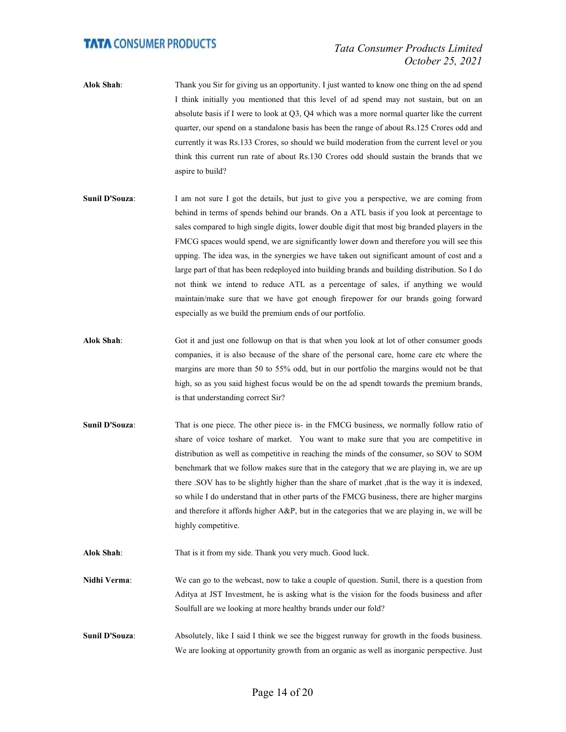**Alok Shah**: Thank you Sir for giving us an opportunity. I just wanted to know one thing on the ad spend I think initially you mentioned that this level of ad spend may not sustain, but on an absolute basis if I were to look at Q3, Q4 which was a more normal quarter like the current quarter, our spend on a standalone basis has been the range of about Rs.125 Crores odd and currently it was Rs.133 Crores, so should we build moderation from the current level or you think this current run rate of about Rs.130 Crores odd should sustain the brands that we aspire to build?

**Sunil D'Souza**: I am not sure I got the details, but just to give you a perspective, we are coming from behind in terms of spends behind our brands. On a ATL basis if you look at percentage to sales compared to high single digits, lower double digit that most big branded players in the FMCG spaces would spend, we are significantly lower down and therefore you will see this upping. The idea was, in the synergies we have taken out significant amount of cost and a large part of that has been redeployed into building brands and building distribution. So I do not think we intend to reduce ATL as a percentage of sales, if anything we would maintain/make sure that we have got enough firepower for our brands going forward especially as we build the premium ends of our portfolio.

**Alok Shah**: Got it and just one followup on that is that when you look at lot of other consumer goods companies, it is also because of the share of the personal care, home care etc where the margins are more than 50 to 55% odd, but in our portfolio the margins would not be that high, so as you said highest focus would be on the ad spendt towards the premium brands, is that understanding correct Sir?

**Sunil D'Souza**: That is one piece. The other piece is- in the FMCG business, we normally follow ratio of share of voice toshare of market. You want to make sure that you are competitive in distribution as well as competitive in reaching the minds of the consumer, so SOV to SOM benchmark that we follow makes sure that in the category that we are playing in, we are up there .SOV has to be slightly higher than the share of market ,that is the way it is indexed, so while I do understand that in other parts of the FMCG business, there are higher margins and therefore it affords higher A&P, but in the categories that we are playing in, we will be highly competitive.

**Alok Shah**: That is it from my side. Thank you very much. Good luck.

**Nidhi Verma**: We can go to the webcast, now to take a couple of question. Sunil, there is a question from Aditya at JST Investment, he is asking what is the vision for the foods business and after Soulfull are we looking at more healthy brands under our fold?

**Sunil D'Souza**: Absolutely, like I said I think we see the biggest runway for growth in the foods business. We are looking at opportunity growth from an organic as well as inorganic perspective. Just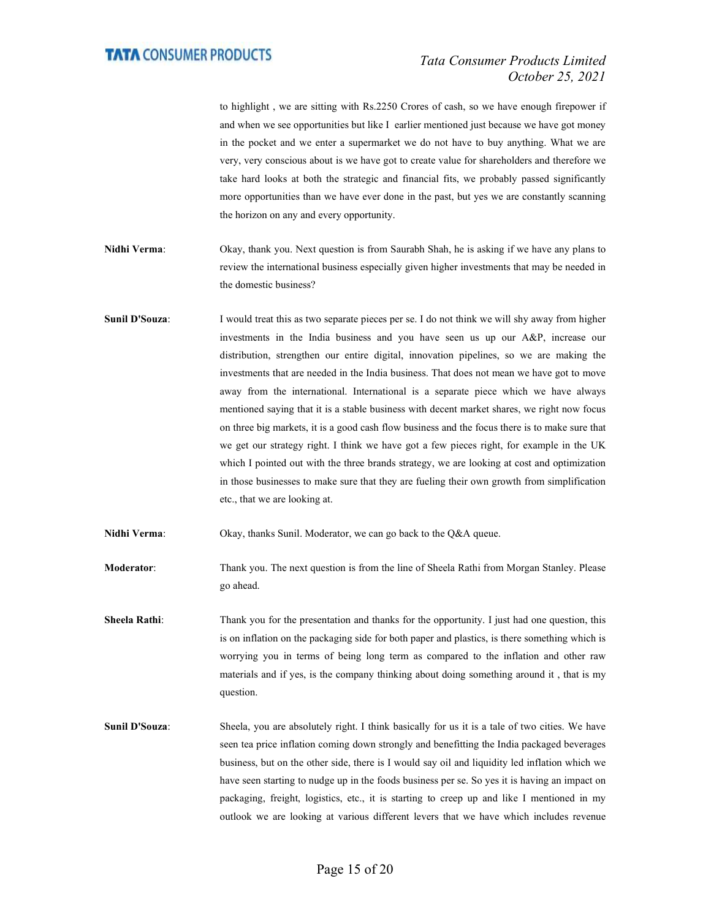to highlight , we are sitting with Rs.2250 Crores of cash, so we have enough firepower if and when we see opportunities but like I earlier mentioned just because we have got money in the pocket and we enter a supermarket we do not have to buy anything. What we are very, very conscious about is we have got to create value for shareholders and therefore we take hard looks at both the strategic and financial fits, we probably passed significantly more opportunities than we have ever done in the past, but yes we are constantly scanning the horizon on any and every opportunity.

**Nidhi Verma**: Okay, thank you. Next question is from Saurabh Shah, he is asking if we have any plans to review the international business especially given higher investments that may be needed in the domestic business?

**Sunil D'Souza**: I would treat this as two separate pieces per se. I do not think we will shy away from higher investments in the India business and you have seen us up our A&P, increase our distribution, strengthen our entire digital, innovation pipelines, so we are making the investments that are needed in the India business. That does not mean we have got to move away from the international. International is a separate piece which we have always mentioned saying that it is a stable business with decent market shares, we right now focus on three big markets, it is a good cash flow business and the focus there is to make sure that we get our strategy right. I think we have got a few pieces right, for example in the UK which I pointed out with the three brands strategy, we are looking at cost and optimization in those businesses to make sure that they are fueling their own growth from simplification etc., that we are looking at.

**Nidhi Verma**: Okay, thanks Sunil. Moderator, we can go back to the Q&A queue.

**Moderator**: Thank you. The next question is from the line of Sheela Rathi from Morgan Stanley. Please go ahead.

**Sheela Rathi**: Thank you for the presentation and thanks for the opportunity. I just had one question, this is on inflation on the packaging side for both paper and plastics, is there something which is worrying you in terms of being long term as compared to the inflation and other raw materials and if yes, is the company thinking about doing something around it , that is my question.

**Sunil D'Souza**: Sheela, you are absolutely right. I think basically for us it is a tale of two cities. We have seen tea price inflation coming down strongly and benefitting the India packaged beverages business, but on the other side, there is I would say oil and liquidity led inflation which we have seen starting to nudge up in the foods business per se. So yes it is having an impact on packaging, freight, logistics, etc., it is starting to creep up and like I mentioned in my outlook we are looking at various different levers that we have which includes revenue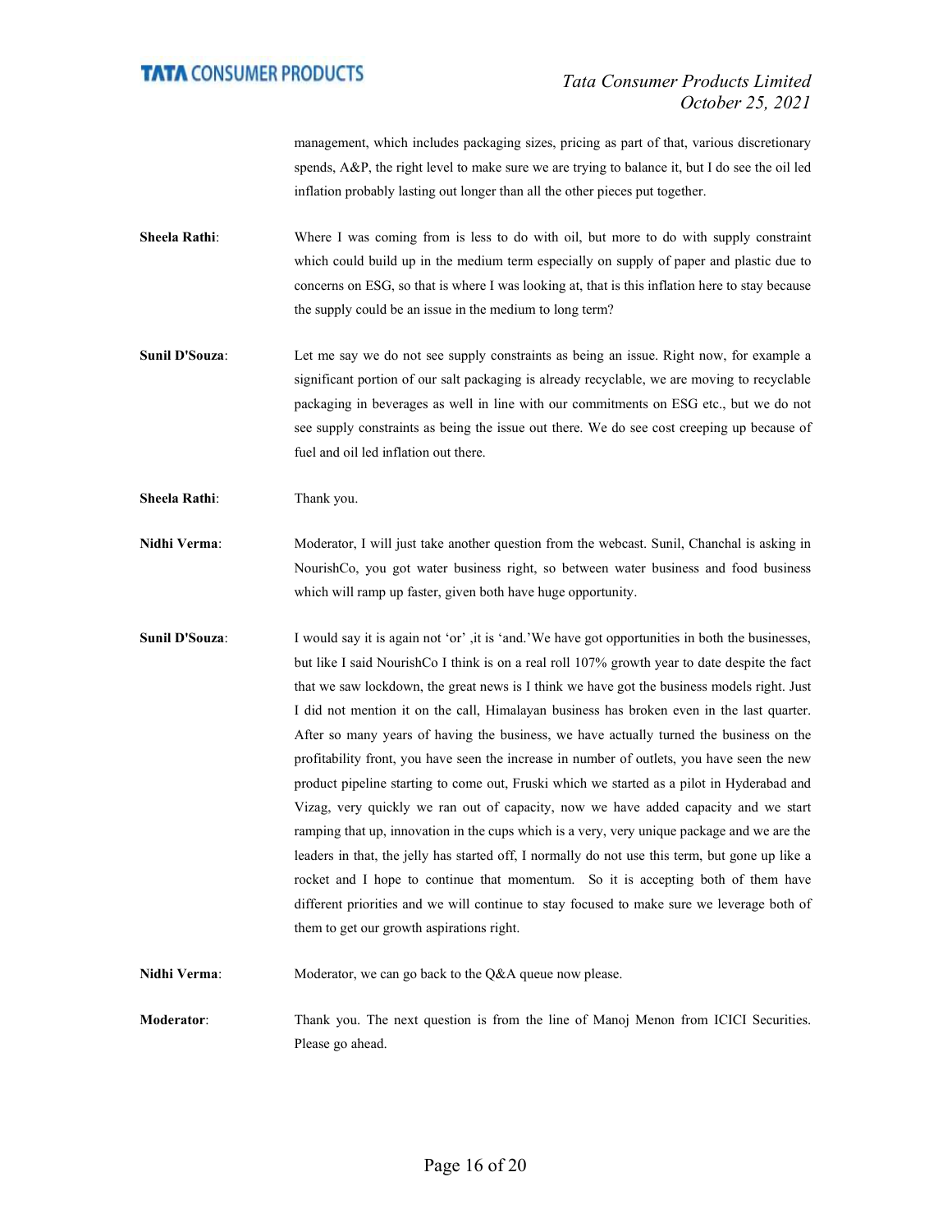management, which includes packaging sizes, pricing as part of that, various discretionary spends, A&P, the right level to make sure we are trying to balance it, but I do see the oil led inflation probably lasting out longer than all the other pieces put together.

**Sheela Rathi**: Where I was coming from is less to do with oil, but more to do with supply constraint which could build up in the medium term especially on supply of paper and plastic due to concerns on ESG, so that is where I was looking at, that is this inflation here to stay because the supply could be an issue in the medium to long term?

**Sunil D'Souza**: Let me say we do not see supply constraints as being an issue. Right now, for example a significant portion of our salt packaging is already recyclable, we are moving to recyclable packaging in beverages as well in line with our commitments on ESG etc., but we do not see supply constraints as being the issue out there. We do see cost creeping up because of fuel and oil led inflation out there.

**Sheela Rathi**: Thank you.

**Nidhi Verma**: Moderator, I will just take another question from the webcast. Sunil, Chanchal is asking in NourishCo, you got water business right, so between water business and food business which will ramp up faster, given both have huge opportunity.

**Sunil D'Souza**: I would say it is again not 'or' ,it is 'and.'We have got opportunities in both the businesses, but like I said NourishCo I think is on a real roll 107% growth year to date despite the fact that we saw lockdown, the great news is I think we have got the business models right. Just I did not mention it on the call, Himalayan business has broken even in the last quarter. After so many years of having the business, we have actually turned the business on the profitability front, you have seen the increase in number of outlets, you have seen the new product pipeline starting to come out, Fruski which we started as a pilot in Hyderabad and Vizag, very quickly we ran out of capacity, now we have added capacity and we start ramping that up, innovation in the cups which is a very, very unique package and we are the leaders in that, the jelly has started off, I normally do not use this term, but gone up like a rocket and I hope to continue that momentum. So it is accepting both of them have different priorities and we will continue to stay focused to make sure we leverage both of them to get our growth aspirations right.

**Nidhi Verma**: Moderator, we can go back to the Q&A queue now please.

**Moderator**: Thank you. The next question is from the line of Manoj Menon from ICICI Securities. Please go ahead.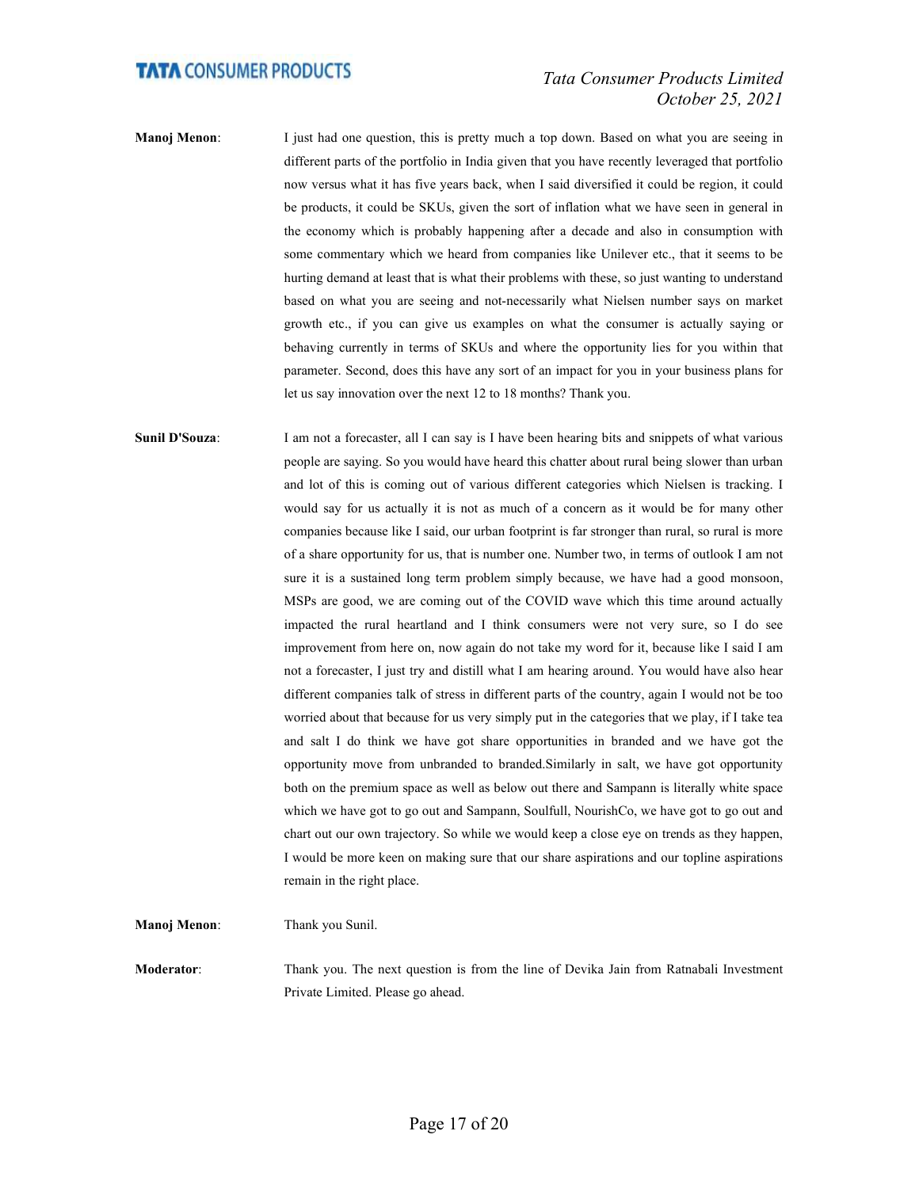**Manoj Menon**: I just had one question, this is pretty much a top down. Based on what you are seeing in different parts of the portfolio in India given that you have recently leveraged that portfolio now versus what it has five years back, when I said diversified it could be region, it could be products, it could be SKUs, given the sort of inflation what we have seen in general in the economy which is probably happening after a decade and also in consumption with some commentary which we heard from companies like Unilever etc., that it seems to be hurting demand at least that is what their problems with these, so just wanting to understand based on what you are seeing and not-necessarily what Nielsen number says on market growth etc., if you can give us examples on what the consumer is actually saying or behaving currently in terms of SKUs and where the opportunity lies for you within that parameter. Second, does this have any sort of an impact for you in your business plans for let us say innovation over the next 12 to 18 months? Thank you.

**Sunil D'Souza**: I am not a forecaster, all I can say is I have been hearing bits and snippets of what various people are saying. So you would have heard this chatter about rural being slower than urban and lot of this is coming out of various different categories which Nielsen is tracking. I would say for us actually it is not as much of a concern as it would be for many other companies because like I said, our urban footprint is far stronger than rural, so rural is more of a share opportunity for us, that is number one. Number two, in terms of outlook I am not sure it is a sustained long term problem simply because, we have had a good monsoon, MSPs are good, we are coming out of the COVID wave which this time around actually impacted the rural heartland and I think consumers were not very sure, so I do see improvement from here on, now again do not take my word for it, because like I said I am not a forecaster, I just try and distill what I am hearing around. You would have also hear different companies talk of stress in different parts of the country, again I would not be too worried about that because for us very simply put in the categories that we play, if I take tea and salt I do think we have got share opportunities in branded and we have got the opportunity move from unbranded to branded.Similarly in salt, we have got opportunity both on the premium space as well as below out there and Sampann is literally white space which we have got to go out and Sampann, Soulfull, NourishCo, we have got to go out and chart out our own trajectory. So while we would keep a close eye on trends as they happen, I would be more keen on making sure that our share aspirations and our topline aspirations remain in the right place.

**Manoj Menon**: Thank you Sunil.

**Moderator**: Thank you. The next question is from the line of Devika Jain from Ratnabali Investment Private Limited. Please go ahead.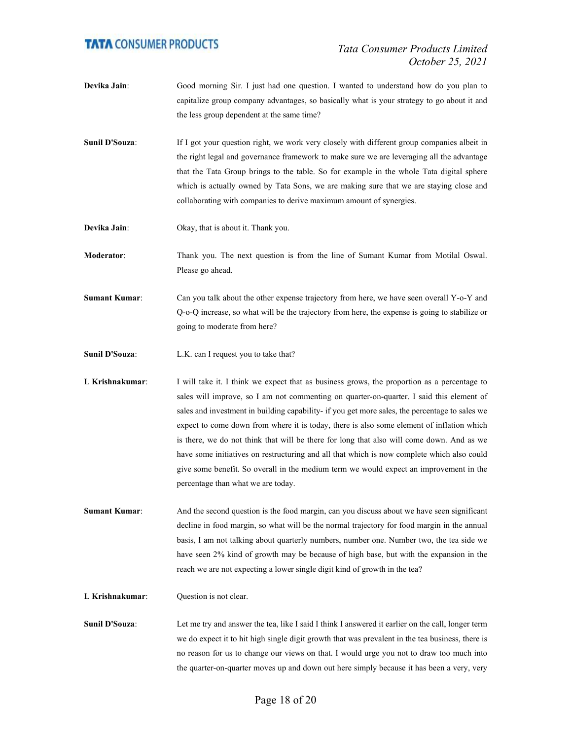**Devika Jain**: Good morning Sir. I just had one question. I wanted to understand how do you plan to capitalize group company advantages, so basically what is your strategy to go about it and the less group dependent at the same time?

**Sunil D'Souza**: If I got your question right, we work very closely with different group companies albeit in the right legal and governance framework to make sure we are leveraging all the advantage that the Tata Group brings to the table. So for example in the whole Tata digital sphere which is actually owned by Tata Sons, we are making sure that we are staying close and collaborating with companies to derive maximum amount of synergies.

**Devika Jain**: Okay, that is about it. Thank you.

**Moderator**: Thank you. The next question is from the line of Sumant Kumar from Motilal Oswal. Please go ahead.

**Sumant Kumar**: Can you talk about the other expense trajectory from here, we have seen overall Y-o-Y and Q-o-Q increase, so what will be the trajectory from here, the expense is going to stabilize or going to moderate from here?

**Sunil D'Souza**: L.K. can I request you to take that?

**L Krishnakumar**: I will take it. I think we expect that as business grows, the proportion as a percentage to sales will improve, so I am not commenting on quarter-on-quarter. I said this element of sales and investment in building capability- if you get more sales, the percentage to sales we expect to come down from where it is today, there is also some element of inflation which is there, we do not think that will be there for long that also will come down. And as we have some initiatives on restructuring and all that which is now complete which also could give some benefit. So overall in the medium term we would expect an improvement in the percentage than what we are today.

**Sumant Kumar**: And the second question is the food margin, can you discuss about we have seen significant decline in food margin, so what will be the normal trajectory for food margin in the annual basis, I am not talking about quarterly numbers, number one. Number two, the tea side we have seen 2% kind of growth may be because of high base, but with the expansion in the reach we are not expecting a lower single digit kind of growth in the tea?

**L Krishnakumar**: Question is not clear.

**Sunil D'Souza**: Let me try and answer the tea, like I said I think I answered it earlier on the call, longer term we do expect it to hit high single digit growth that was prevalent in the tea business, there is no reason for us to change our views on that. I would urge you not to draw too much into the quarter-on-quarter moves up and down out here simply because it has been a very, very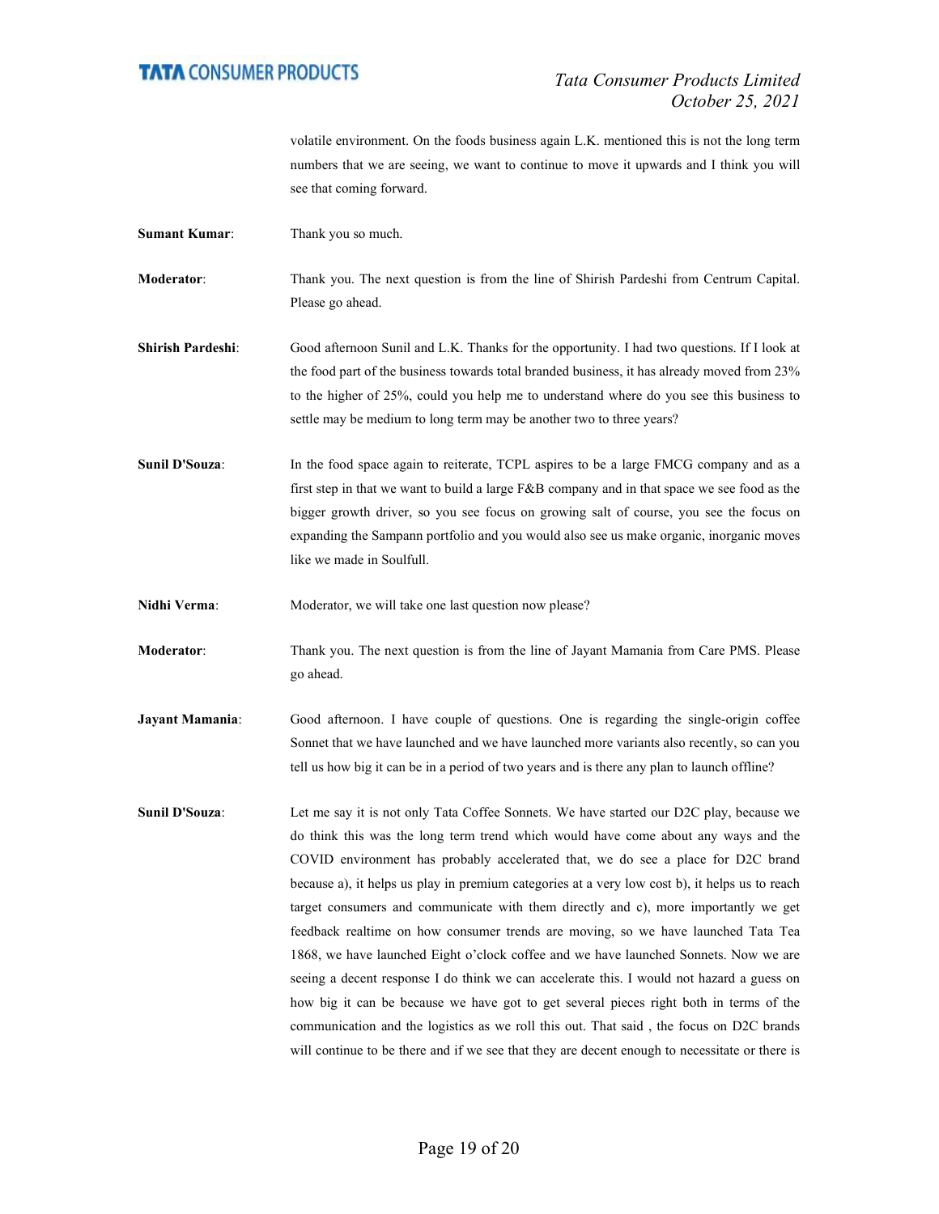volatile environment. On the foods business again L.K. mentioned this is not the long term numbers that we are seeing, we want to continue to move it upwards and I think you will see that coming forward.

**Sumant Kumar**: Thank you so much.

**Moderator**: Thank you. The next question is from the line of Shirish Pardeshi from Centrum Capital. Please go ahead.

**Shirish Pardeshi**: Good afternoon Sunil and L.K. Thanks for the opportunity. I had two questions. If I look at the food part of the business towards total branded business, it has already moved from 23% to the higher of 25%, could you help me to understand where do you see this business to settle may be medium to long term may be another two to three years?

**Sunil D'Souza**: In the food space again to reiterate, TCPL aspires to be a large FMCG company and as a first step in that we want to build a large F&B company and in that space we see food as the bigger growth driver, so you see focus on growing salt of course, you see the focus on expanding the Sampann portfolio and you would also see us make organic, inorganic moves like we made in Soulfull.

**Nidhi Verma**: Moderator, we will take one last question now please?

**Moderator**: Thank you. The next question is from the line of Jayant Mamania from Care PMS. Please go ahead.

**Jayant Mamania**: Good afternoon. I have couple of questions. One is regarding the single-origin coffee Sonnet that we have launched and we have launched more variants also recently, so can you tell us how big it can be in a period of two years and is there any plan to launch offline?

**Sunil D'Souza**: Let me say it is not only Tata Coffee Sonnets. We have started our D2C play, because we do think this was the long term trend which would have come about any ways and the COVID environment has probably accelerated that, we do see a place for D2C brand because a), it helps us play in premium categories at a very low cost b), it helps us to reach target consumers and communicate with them directly and c), more importantly we get feedback realtime on how consumer trends are moving, so we have launched Tata Tea 1868, we have launched Eight o'clock coffee and we have launched Sonnets. Now we are seeing a decent response I do think we can accelerate this. I would not hazard a guess on how big it can be because we have got to get several pieces right both in terms of the communication and the logistics as we roll this out. That said , the focus on D2C brands will continue to be there and if we see that they are decent enough to necessitate or there is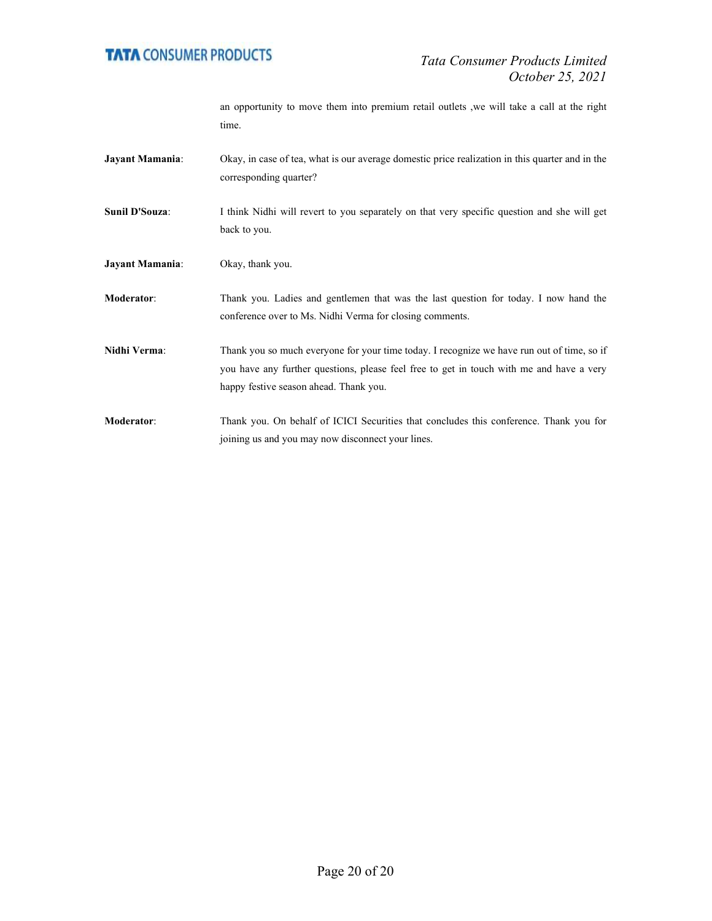an opportunity to move them into premium retail outlets ,we will take a call at the right time.

**Jayant Mamania**: Okay, in case of tea, what is our average domestic price realization in this quarter and in the corresponding quarter?

**Sunil D'Souza**: I think Nidhi will revert to you separately on that very specific question and she will get back to you.

**Jayant Mamania**: Okay, thank you.

**Moderator**: Thank you. Ladies and gentlemen that was the last question for today. I now hand the conference over to Ms. Nidhi Verma for closing comments.

**Nidhi Verma**: Thank you so much everyone for your time today. I recognize we have run out of time, so if you have any further questions, please feel free to get in touch with me and have a very happy festive season ahead. Thank you.

**Moderator**: Thank you. On behalf of ICICI Securities that concludes this conference. Thank you for joining us and you may now disconnect your lines.